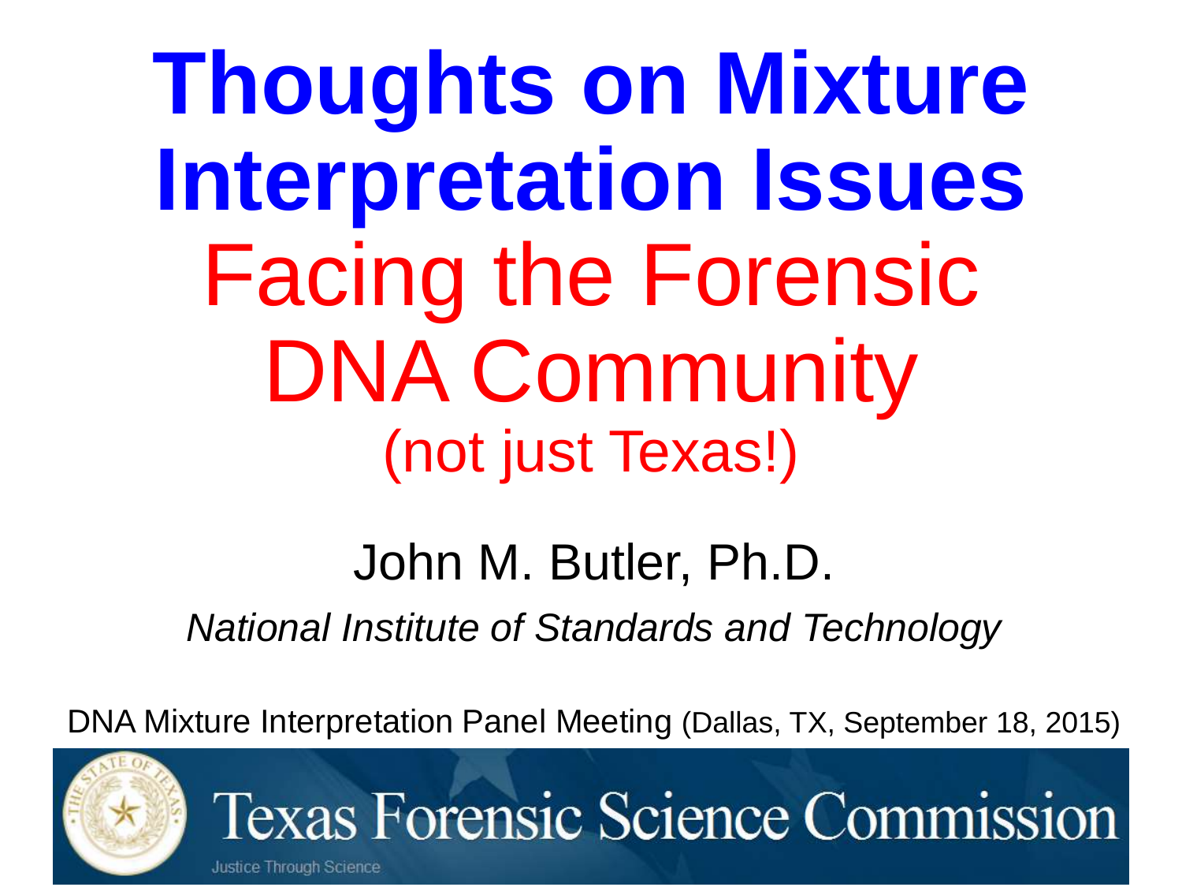# Thoughts on Mixture Interpretation Issues Facing the Forensic DNA Community

(not just Texas!)

John M. Butler, Ph.D.

*National Institute of Standards and Technology*

DNA Mixture Interpretation Panel Meeting (Dallas, TX, September 18, 2015)

Texas Forensic Science Commission

Justice Through Science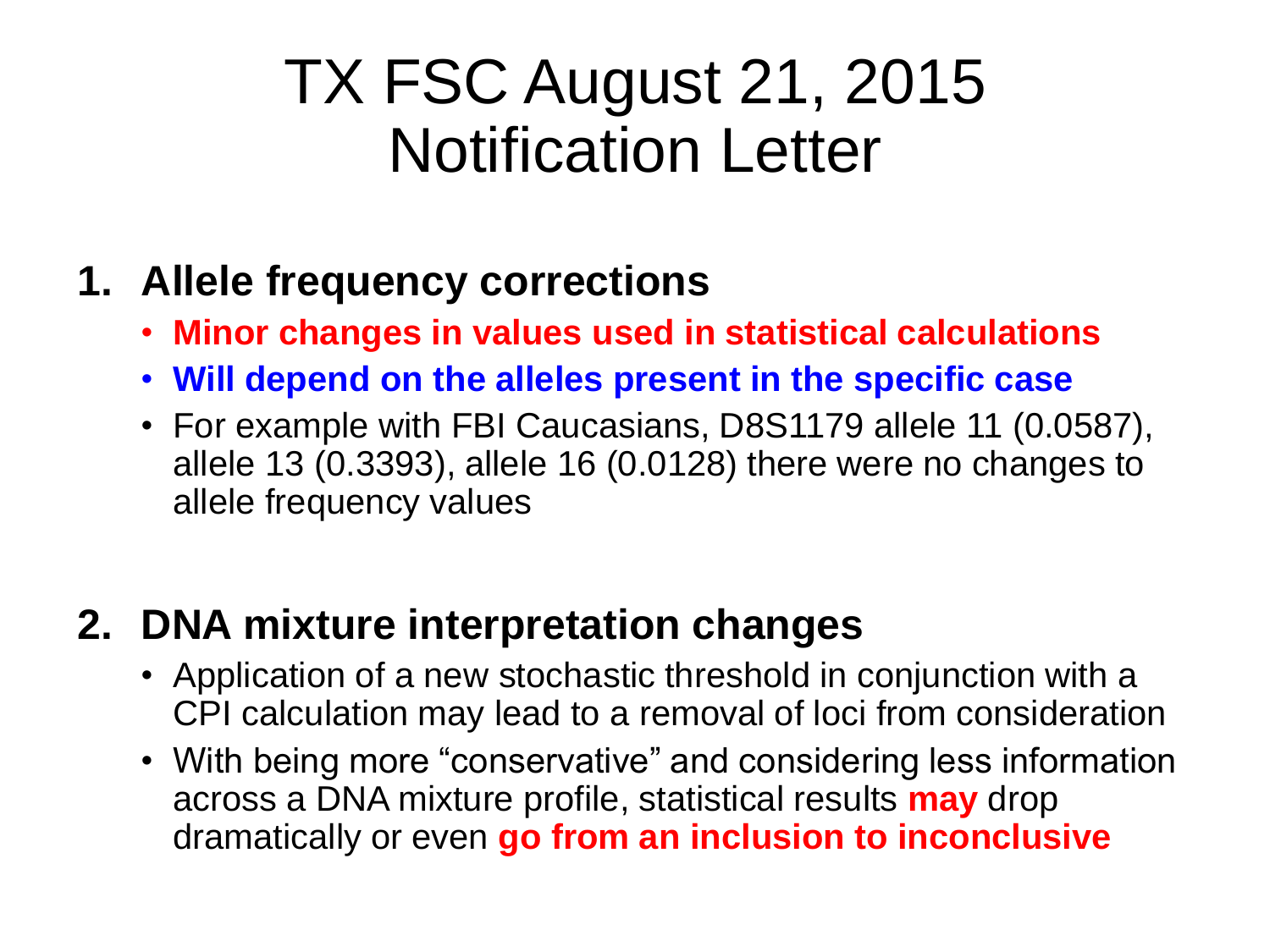# TX FSC August 21, 2015 Notification Letter

1. **Allele frequency corrections**
   - **Minor changes in values used in statistical calculations**
   - **Will depend on the alleles present in the specific case**
   - For example with FBI Caucasians, D8S1179 allele 11 (0.0587), allele 13 (0.3393), allele 16 (0.0128) there were no changes to allele frequency values

2. **DNA mixture interpretation changes**
   - Application of a new stochastic threshold in conjunction with a CPI calculation may lead to a removal of loci from consideration
   - With being more "conservative" and considering less information across a DNA mixture profile, statistical results **may** drop dramatically or even **go from an inclusion to inconclusive**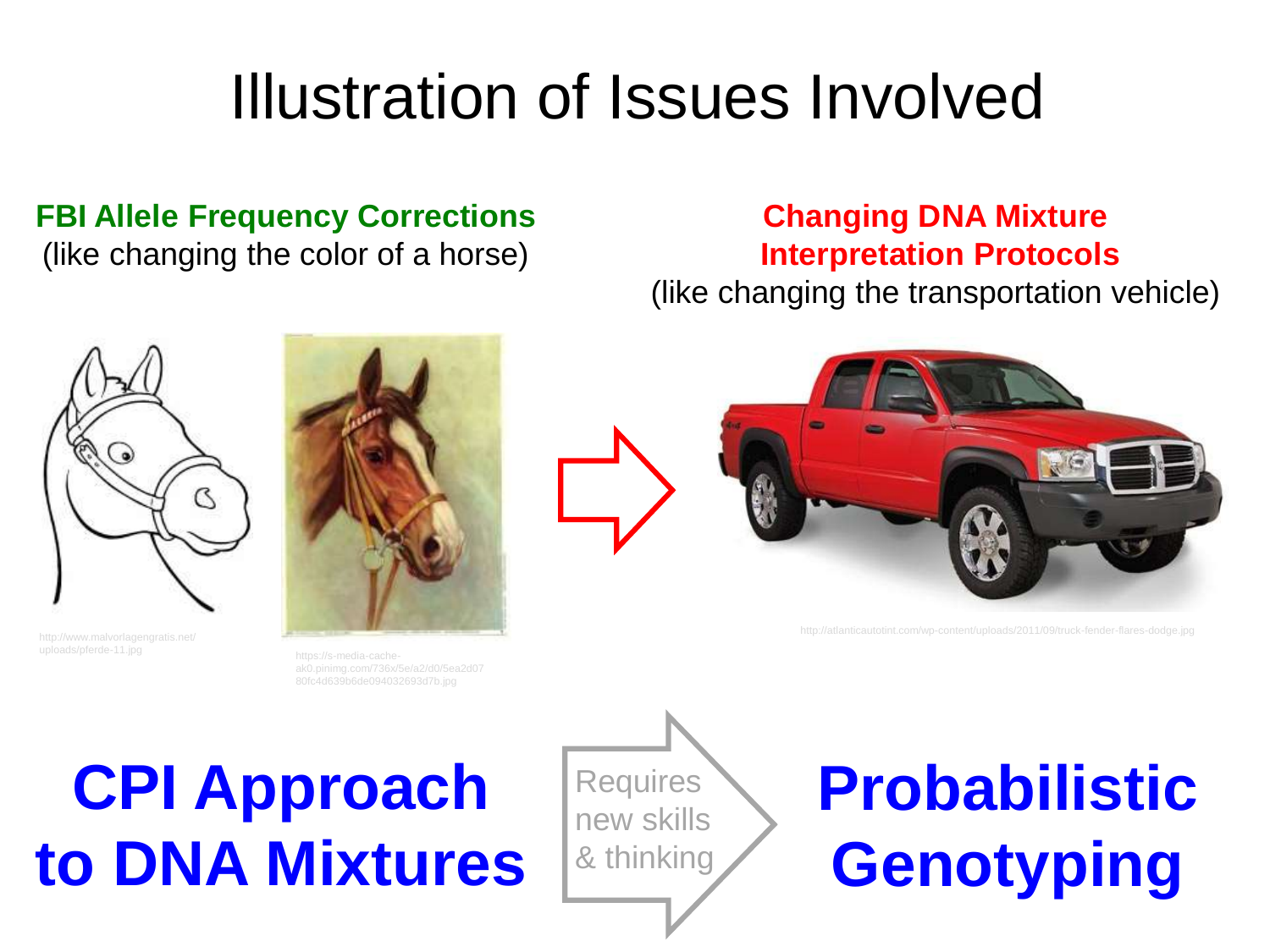# Illustration of Issues Involved

**FBI Allele Frequency Corrections**
(like changing the color of a horse)

**Changing DNA Mixture Interpretation Protocols**
(like changing the transportation vehicle)

http://www.malvorlagengratis.net/uploads/pferde-11.jpg

https://s-media-cache-ak0.pinimg.com/736x/5e/a2/d0/5ea2d0780fc4d639b6de094032693d7b.jpg

http://atlanticautotint.com/wp-content/uploads/2011/09/truck-fender-flares-dodge.jpg

**CPI Approach to DNA Mixtures**

Requires new skills & thinking

**Probabilistic Genotyping**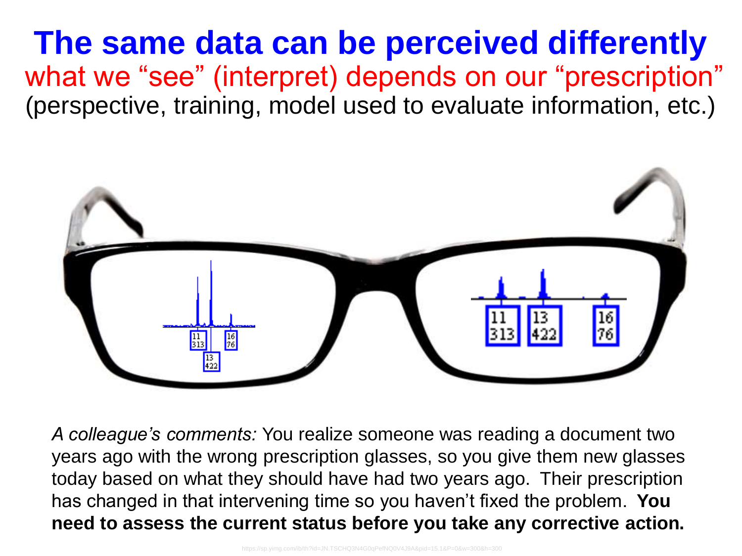# The same data can be perceived differently

what we "see" (interpret) depends on our "prescription"

(perspective, training, model used to evaluate information, etc.)

*A colleague's comments:* You realize someone was reading a document two years ago with the wrong prescription glasses, so you give them new glasses today based on what they should have had two years ago. Their prescription has changed in that intervening time so you haven't fixed the problem. **You need to assess the current status before you take any corrective action.**

https://sp.yimg.com/ib/th?id=JN.TSCHQ3N4G0qPefNQ0V4J9A&pid=15.1&P=0&w=300&h=300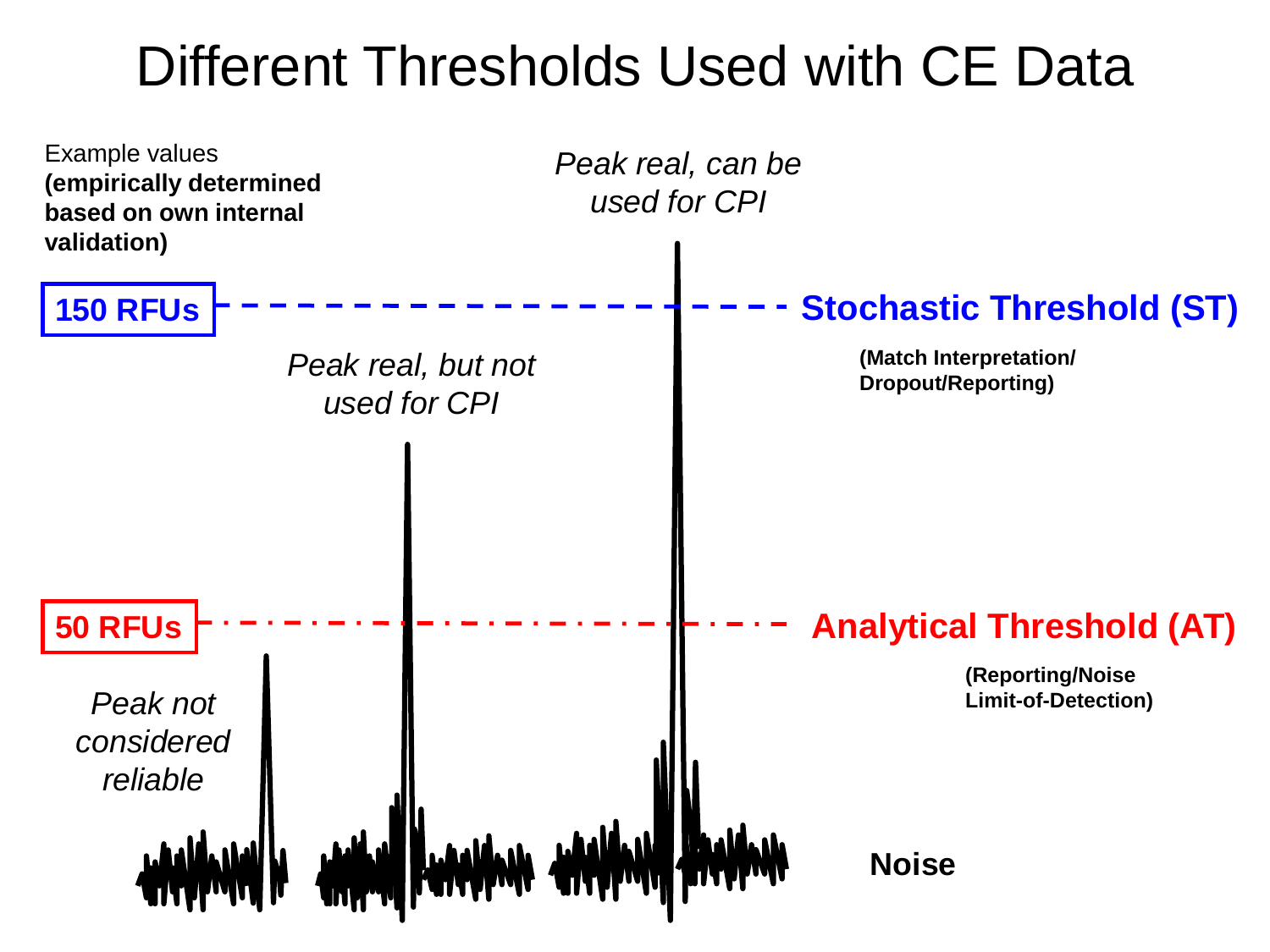# Different Thresholds Used with CE Data

Example values **(empirically determined based on own internal validation)**

*Peak real, can be used for CPI*

**150 RFUs** — **Stochastic Threshold (ST)**

**(Match Interpretation/ Dropout/Reporting)**

*Peak real, but not used for CPI*

**50 RFUs** — **Analytical Threshold (AT)**

**(Reporting/Noise Limit-of-Detection)**

*Peak not considered reliable*

**Noise**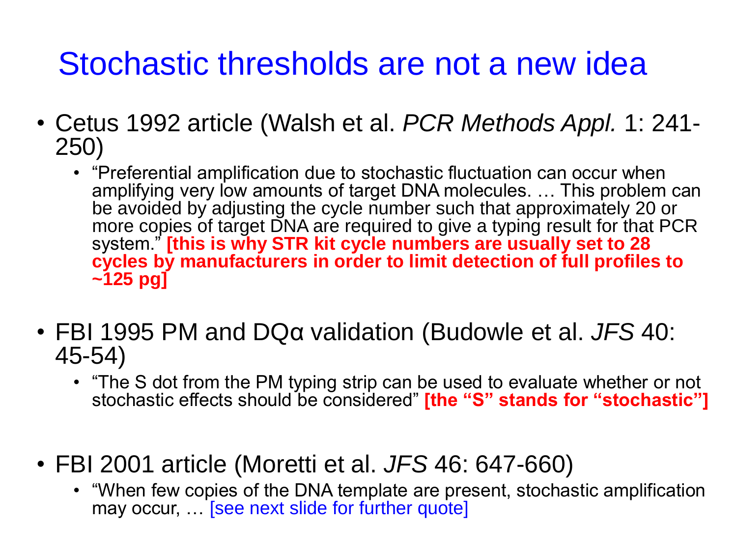# Stochastic thresholds are not a new idea

- Cetus 1992 article (Walsh et al. *PCR Methods Appl.* 1: 241-250)
  - "Preferential amplification due to stochastic fluctuation can occur when amplifying very low amounts of target DNA molecules. … This problem can be avoided by adjusting the cycle number such that approximately 20 or more copies of target DNA are required to give a typing result for that PCR system." **[this is why STR kit cycle numbers are usually set to 28 cycles by manufacturers in order to limit detection of full profiles to ~125 pg]**

- FBI 1995 PM and DQα validation (Budowle et al. *JFS* 40: 45-54)
  - "The S dot from the PM typing strip can be used to evaluate whether or not stochastic effects should be considered" **[the "S" stands for "stochastic"]**

- FBI 2001 article (Moretti et al. *JFS* 46: 647-660)
  - "When few copies of the DNA template are present, stochastic amplification may occur, … [see next slide for further quote]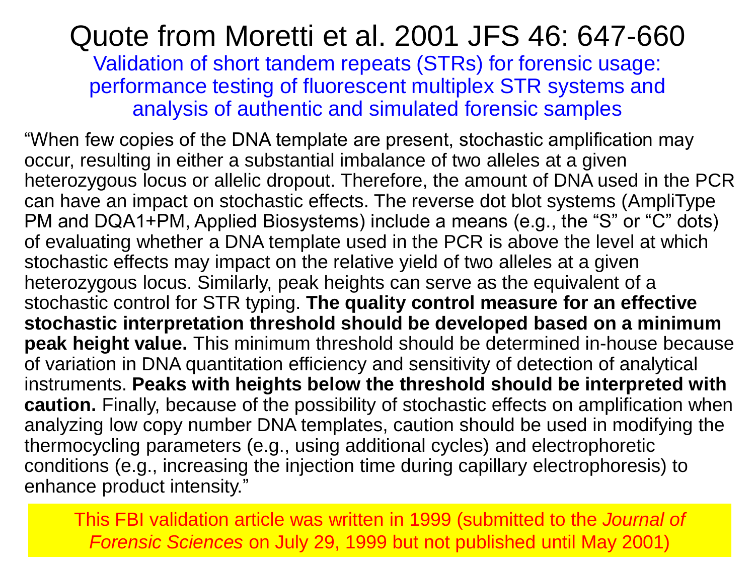# Quote from Moretti et al. 2001 JFS 46: 647-660

## Validation of short tandem repeats (STRs) for forensic usage: performance testing of fluorescent multiplex STR systems and analysis of authentic and simulated forensic samples

"When few copies of the DNA template are present, stochastic amplification may occur, resulting in either a substantial imbalance of two alleles at a given heterozygous locus or allelic dropout. Therefore, the amount of DNA used in the PCR can have an impact on stochastic effects. The reverse dot blot systems (AmpliType PM and DQA1+PM, Applied Biosystems) include a means (e.g., the "S" or "C" dots) of evaluating whether a DNA template used in the PCR is above the level at which stochastic effects may impact on the relative yield of two alleles at a given heterozygous locus. Similarly, peak heights can serve as the equivalent of a stochastic control for STR typing. **The quality control measure for an effective stochastic interpretation threshold should be developed based on a minimum peak height value.** This minimum threshold should be determined in-house because of variation in DNA quantitation efficiency and sensitivity of detection of analytical instruments. **Peaks with heights below the threshold should be interpreted with caution.** Finally, because of the possibility of stochastic effects on amplification when analyzing low copy number DNA templates, caution should be used in modifying the thermocycling parameters (e.g., using additional cycles) and electrophoretic conditions (e.g., increasing the injection time during capillary electrophoresis) to enhance product intensity."

This FBI validation article was written in 1999 (submitted to the *Journal of Forensic Sciences* on July 29, 1999 but not published until May 2001)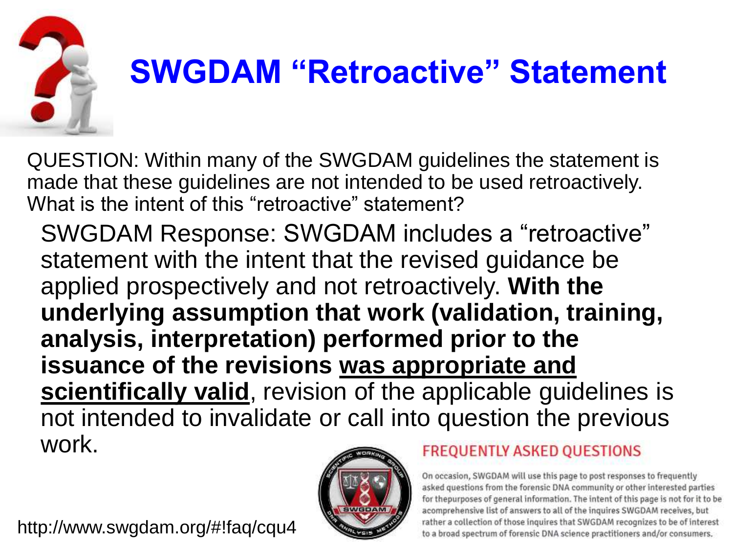# SWGDAM "Retroactive" Statement

QUESTION: Within many of the SWGDAM guidelines the statement is made that these guidelines are not intended to be used retroactively. What is the intent of this "retroactive" statement?

SWGDAM Response: SWGDAM includes a "retroactive" statement with the intent that the revised guidance be applied prospectively and not retroactively. **With the underlying assumption that work (validation, training, analysis, interpretation) performed prior to the issuance of the revisions <u>was appropriate and scientifically valid</u>**, revision of the applicable guidelines is not intended to invalidate or call into question the previous work.

FREQUENTLY ASKED QUESTIONS

On occasion, SWGDAM will use this page to post responses to frequently asked questions from the forensic DNA community or other interested parties for thepurposes of general information. The intent of this page is not for it to be acomprehensive list of answers to all of the inquires SWGDAM receives, but rather a collection of those inquires that SWGDAM recognizes to be of interest to a broad spectrum of forensic DNA science practitioners and/or consumers.

http://www.swgdam.org/#!faq/cqu4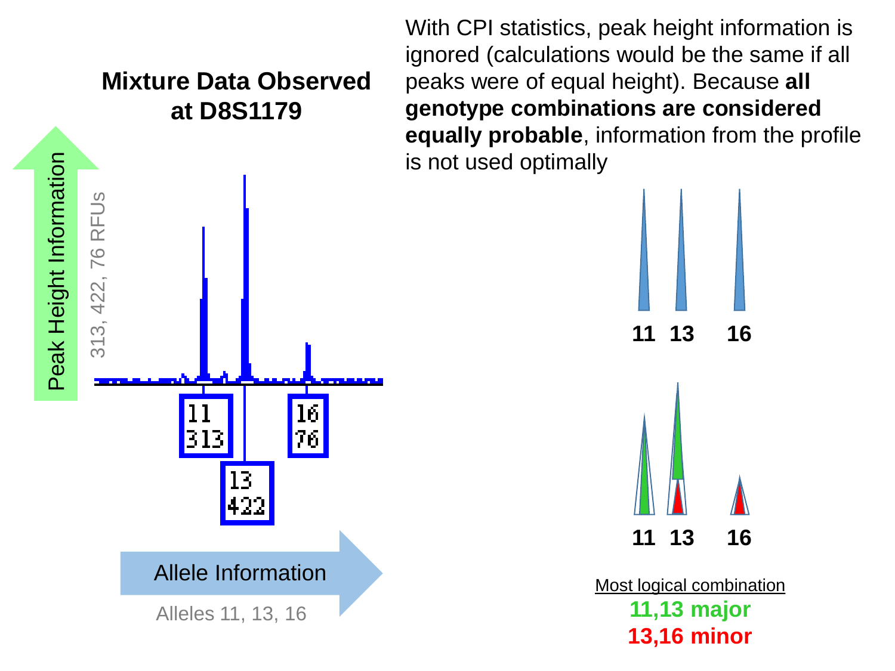## Mixture Data Observed at D8S1179

Peak Height Information

313, 422, 76 RFUs

| Allele | Height |
| --- | --- |
| 11 | 313 |
| 13 | 422 |
| 16 | 76 |

Allele Information

Alleles 11, 13, 16

With CPI statistics, peak height information is ignored (calculations would be the same if all peaks were of equal height). Because **all genotype combinations are considered equally probable**, information from the profile is not used optimally

11 13 16

11 13 16

Most logical combination

**11,13 major**

**13,16 minor**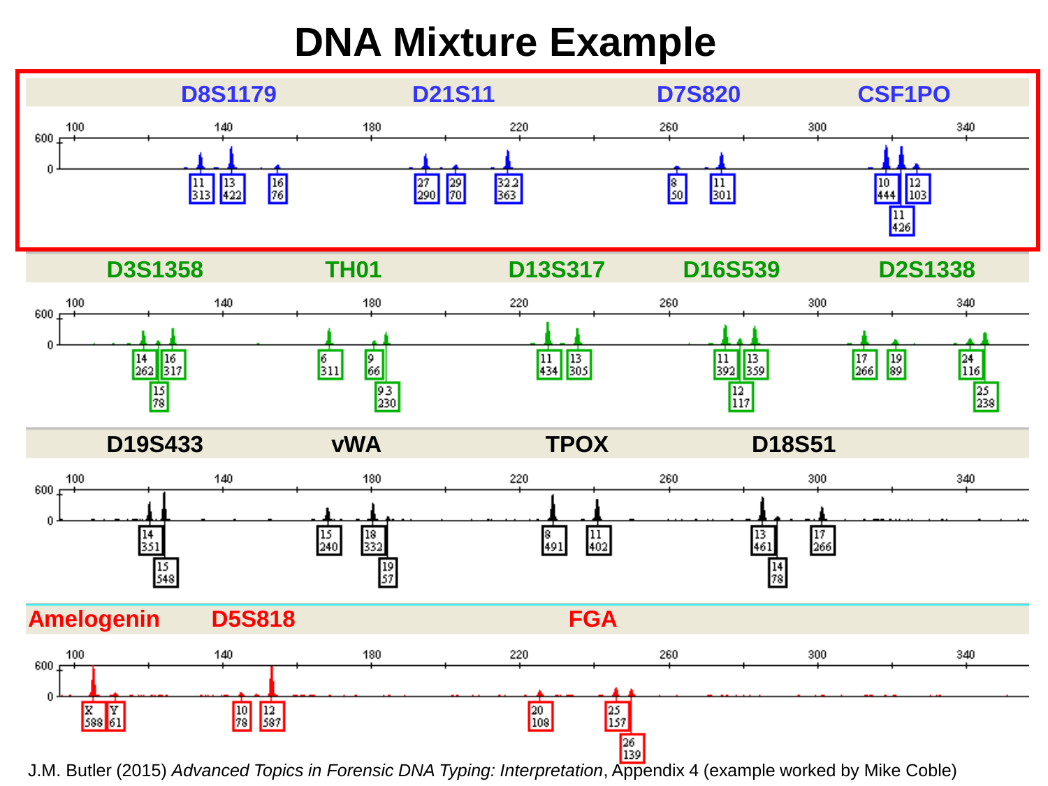# DNA Mixture Example

| Locus | Allele | Peak height (RFU) |
|---|---|---|
| D8S1179 | 11 | 313 |
| | 13 | 422 |
| | 16 | 76 |
| D21S11 | 27 | 290 |
| | 29 | 70 |
| | 32.2 | 363 |
| D7S820 | 8 | 50 |
| | 11 | 301 |
| CSF1PO | 10 | 444 |
| | 11 | 426 |
| | 12 | 103 |
| D3S1358 | 14 | 262 |
| | 15 | 78 |
| | 16 | 317 |
| TH01 | 6 | 311 |
| | 9 | 66 |
| | 9.3 | 230 |
| D13S317 | 11 | 434 |
| | 13 | 305 |
| D16S539 | 11 | 392 |
| | 12 | 117 |
| | 13 | 359 |
| D2S1338 | 17 | 266 |
| | 19 | 89 |
| | 24 | 116 |
| | 25 | 238 |
| D19S433 | 14 | 351 |
| | 15 | 548 |
| vWA | 15 | 240 |
| | 18 | 332 |
| | 19 | 57 |
| TPOX | 8 | 491 |
| | 11 | 402 |
| D18S51 | 13 | 461 |
| | 14 | 78 |
| | 17 | 266 |
| Amelogenin | X | 588 |
| | Y | 61 |
| D5S818 | 10 | 78 |
| | 12 | 587 |
| FGA | 20 | 108 |
| | 25 | 157 |
| | 26 | 139 |

J.M. Butler (2015) *Advanced Topics in Forensic DNA Typing: Interpretation*, Appendix 4 (example worked by Mike Coble)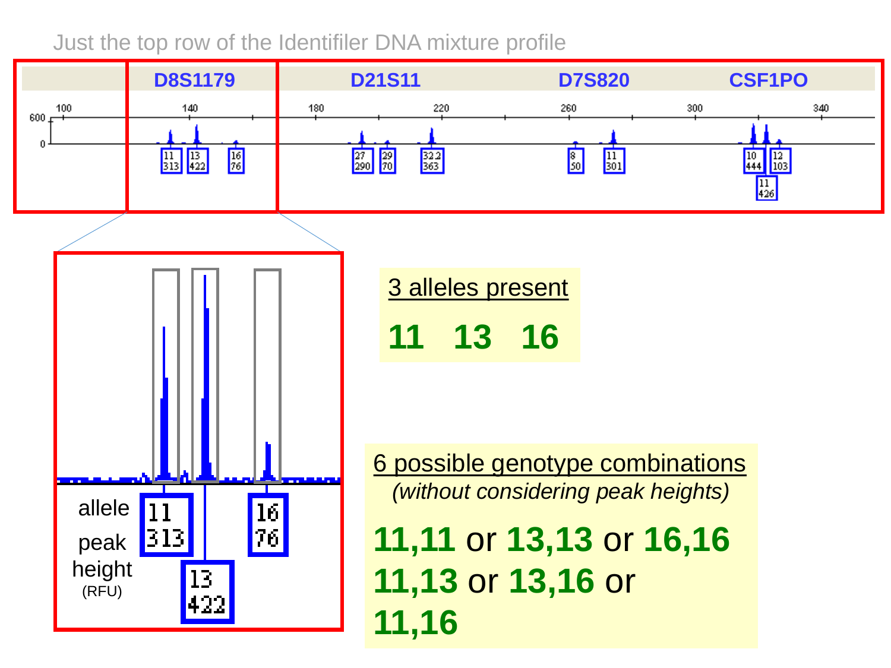Just the top row of the Identifiler DNA mixture profile

D8S1179 | D21S11 | D7S820 | CSF1PO

| Locus | Allele | Peak height (RFU) |
|---|---|---|
| D8S1179 | 11 | 313 |
| D8S1179 | 13 | 422 |
| D8S1179 | 16 | 76 |
| D21S11 | 27 | 290 |
| D21S11 | 29 | 70 |
| D21S11 | 32.2 | 363 |
| D7S820 | 8 | 50 |
| D7S820 | 11 | 301 |
| CSF1PO | 10 | 444 |
| CSF1PO | 11 | 426 |
| CSF1PO | 12 | 103 |

allele

peak height (RFU)

**3 alleles present**

**11 13 16**

**6 possible genotype combinations**

*(without considering peak heights)*

**11,11** or **13,13** or **16,16**
**11,13** or **13,16** or
**11,16**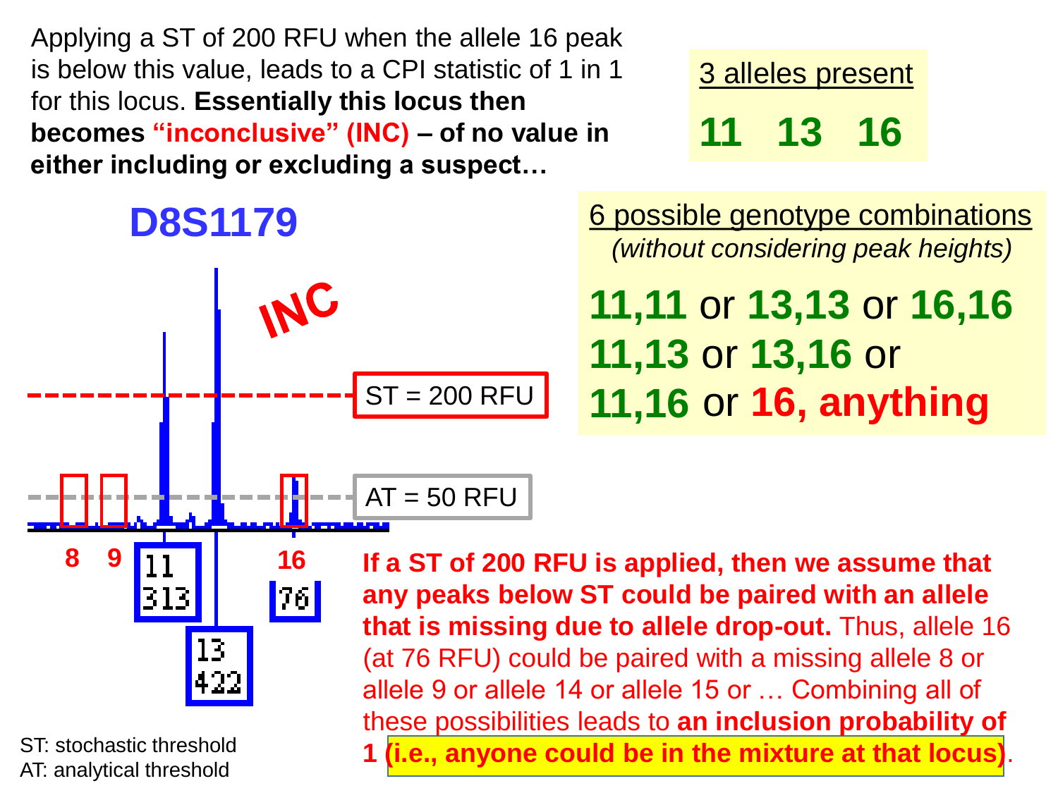Applying a ST of 200 RFU when the allele 16 peak is below this value, leads to a CPI statistic of 1 in 1 for this locus. **Essentially this locus then becomes "inconclusive" (INC) – of no value in either including or excluding a suspect…**

**3 alleles present**

**11 13 16**

## D8S1179

**INC**

ST = 200 RFU

AT = 50 RFU

8 9 11 (313) 13 (422) 16 (76)

**6 possible genotype combinations**
*(without considering peak heights)*

**11,11** or **13,13** or **16,16**
**11,13** or **13,16** or
**11,16** or **16, anything**

**If a ST of 200 RFU is applied, then we assume that any peaks below ST could be paired with an allele that is missing due to allele drop-out.** Thus, allele 16 (at 76 RFU) could be paired with a missing allele 8 or allele 9 or allele 14 or allele 15 or … Combining all of these possibilities leads to **an inclusion probability of 1 (i.e., anyone could be in the mixture at that locus)**.

ST: stochastic threshold
AT: analytical threshold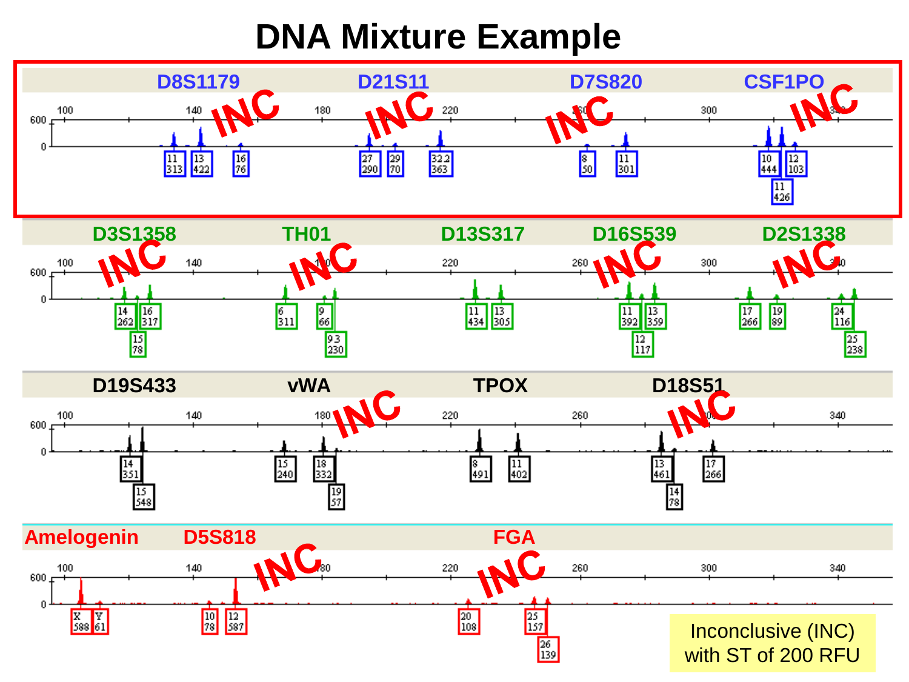# DNA Mixture Example

| Locus | Alleles (RFU) | Call |
|---|---|---|
| D8S1179 | 11 (313), 13 (422), 16 (76) | INC |
| D21S11 | 27 (290), 29 (70), 32.2 (363) | INC |
| D7S820 | 8 (50), 11 (301) | INC |
| CSF1PO | 10 (444), 11 (426), 12 (103) | INC |
| D3S1358 | 14 (262), 15 (78), 16 (317) | INC |
| TH01 | 6 (311), 9 (66), 9.3 (230) | INC |
| D13S317 | 11 (434), 13 (305) | |
| D16S539 | 11 (392), 12 (117), 13 (359) | INC |
| D2S1338 | 17 (266), 19 (89), 24 (116), 25 (238) | INC |
| D19S433 | 14 (351), 15 (548) | |
| vWA | 15 (240), 18 (332), 19 (57) | INC |
| TPOX | 8 (491), 11 (402) | |
| D18S51 | 13 (461), 14 (78), 17 (266) | INC |
| Amelogenin | X (588), Y (61) | |
| D5S818 | 10 (78), 12 (587) | INC |
| FGA | 20 (108), 25 (157), 26 (139) | INC |

Inconclusive (INC) with ST of 200 RFU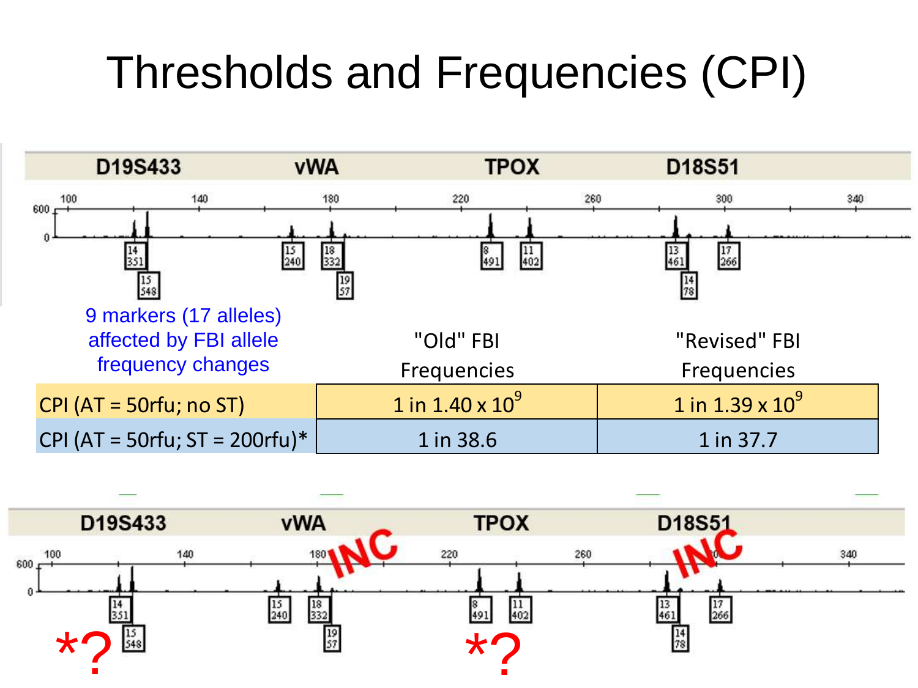# Thresholds and Frequencies (CPI)

D19S433 vWA TPOX D18S51

9 markers (17 alleles) affected by FBI allele frequency changes

| | "Old" FBI Frequencies | "Revised" FBI Frequencies |
|---|---|---|
| CPI (AT = 50rfu; no ST) | 1 in $1.40 \times 10^9$ | 1 in $1.39 \times 10^9$ |
| CPI (AT = 50rfu; ST = 200rfu)* | 1 in 38.6 | 1 in 37.7 |

D19S433 vWA TPOX D18S51

INC INC

*? *?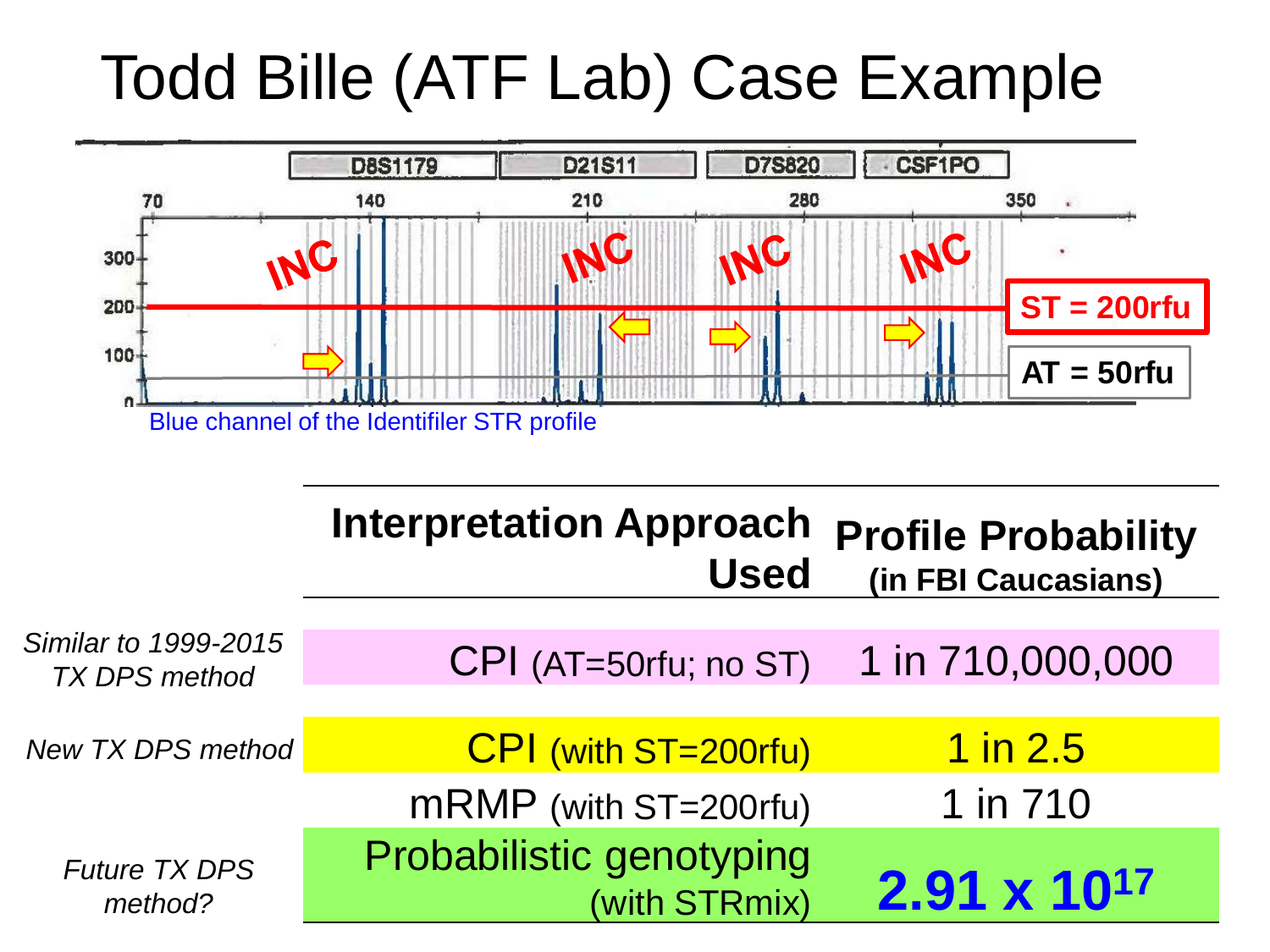# Todd Bille (ATF Lab) Case Example

D8S1179 | D21S11 | D7S820 | CSF1PO

INC INC INC INC

ST = 200rfu

AT = 50rfu

Blue channel of the Identifiler STR profile

| | Interpretation Approach Used | Profile Probability (in FBI Caucasians) |
|---|---|---|
| *Similar to 1999-2015 TX DPS method* | CPI (AT=50rfu; no ST) | 1 in 710,000,000 |
| *New TX DPS method* | CPI (with ST=200rfu) | 1 in 2.5 |
| | mRMP (with ST=200rfu) | 1 in 710 |
| *Future TX DPS method?* | Probabilistic genotyping (with STRmix) | **$2.91 \times 10^{17}$** |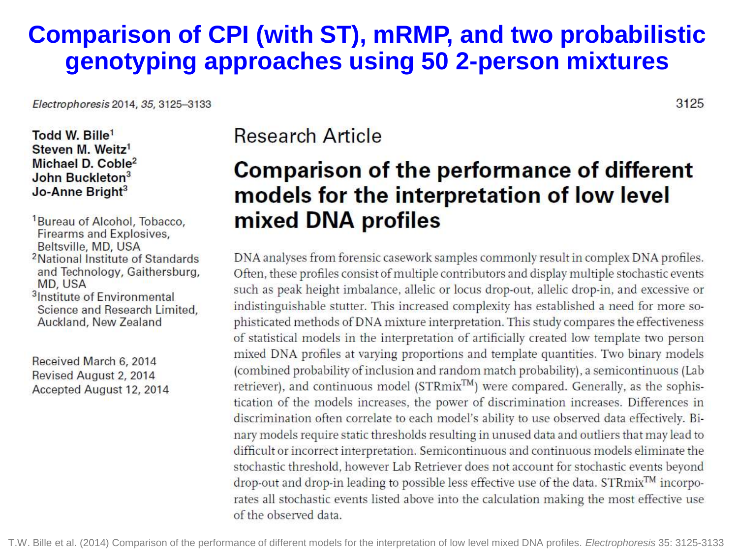# Comparison of CPI (with ST), mRMP, and two probabilistic genotyping approaches using 50 2-person mixtures

*Electrophoresis* 2014, *35*, 3125–3133

**Todd W. Bille**[1]
**Steven M. Weitz**[1]
**Michael D. Coble**[2]
**John Buckleton**[3]
**Jo-Anne Bright**[3]

[1]Bureau of Alcohol, Tobacco, Firearms and Explosives, Beltsville, MD, USA
[2]National Institute of Standards and Technology, Gaithersburg, MD, USA
[3]Institute of Environmental Science and Research Limited, Auckland, New Zealand

Received March 6, 2014
Revised August 2, 2014
Accepted August 12, 2014

Research Article

## Comparison of the performance of different models for the interpretation of low level mixed DNA profiles

DNA analyses from forensic casework samples commonly result in complex DNA profiles. Often, these profiles consist of multiple contributors and display multiple stochastic events such as peak height imbalance, allelic or locus drop-out, allelic drop-in, and excessive or indistinguishable stutter. This increased complexity has established a need for more sophisticated methods of DNA mixture interpretation. This study compares the effectiveness of statistical models in the interpretation of artificially created low template two person mixed DNA profiles at varying proportions and template quantities. Two binary models (combined probability of inclusion and random match probability), a semicontinuous (Lab retriever), and continuous model (STRmix™) were compared. Generally, as the sophistication of the models increases, the power of discrimination increases. Differences in discrimination often correlate to each model's ability to use observed data effectively. Binary models require static thresholds resulting in unused data and outliers that may lead to difficult or incorrect interpretation. Semicontinuous and continuous models eliminate the stochastic threshold, however Lab Retriever does not account for stochastic events beyond drop-out and drop-in leading to possible less effective use of the data. STRmix™ incorporates all stochastic events listed above into the calculation making the most effective use of the observed data.

T.W. Bille et al. (2014) Comparison of the performance of different models for the interpretation of low level mixed DNA profiles. *Electrophoresis* 35: 3125-3133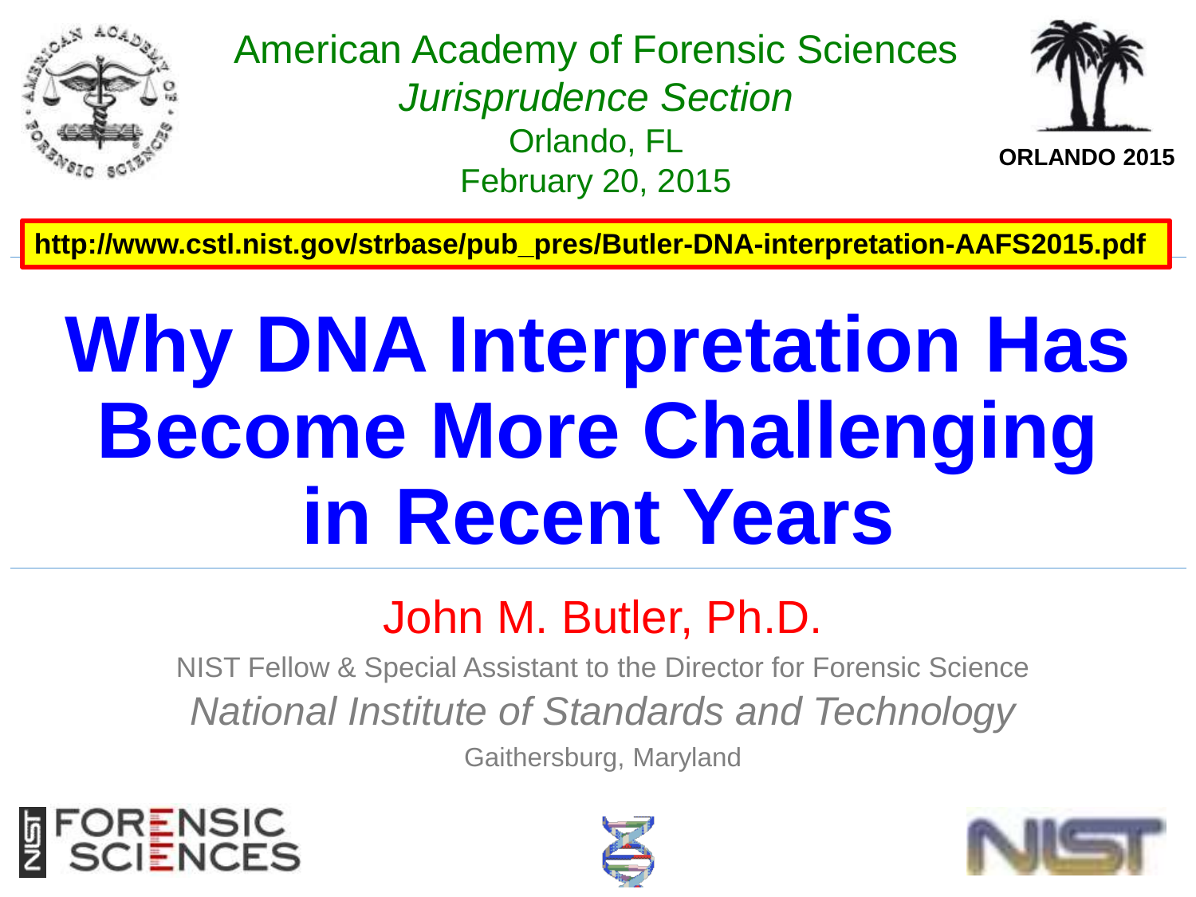American Academy of Forensic Sciences

*Jurisprudence Section*

Orlando, FL

February 20, 2015

ORLANDO 2015

**http://www.cstl.nist.gov/strbase/pub_pres/Butler-DNA-interpretation-AAFS2015.pdf**

# Why DNA Interpretation Has Become More Challenging in Recent Years

## John M. Butler, Ph.D.

NIST Fellow & Special Assistant to the Director for Forensic Science

*National Institute of Standards and Technology*

Gaithersburg, Maryland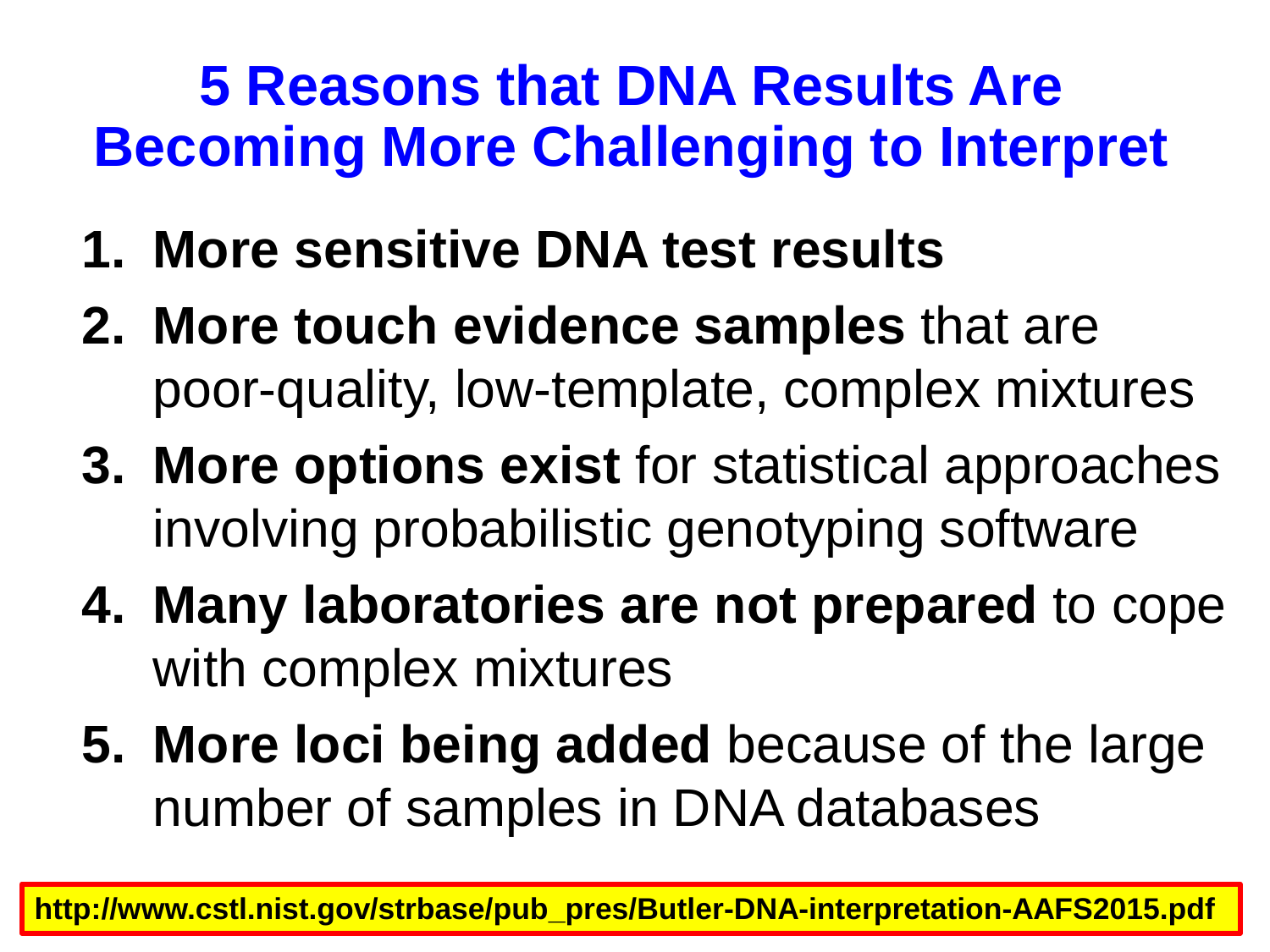# 5 Reasons that DNA Results Are Becoming More Challenging to Interpret

1. **More sensitive DNA test results**
2. **More touch evidence samples** that are poor-quality, low-template, complex mixtures
3. **More options exist** for statistical approaches involving probabilistic genotyping software
4. **Many laboratories are not prepared** to cope with complex mixtures
5. **More loci being added** because of the large number of samples in DNA databases

**http://www.cstl.nist.gov/strbase/pub_pres/Butler-DNA-interpretation-AAFS2015.pdf**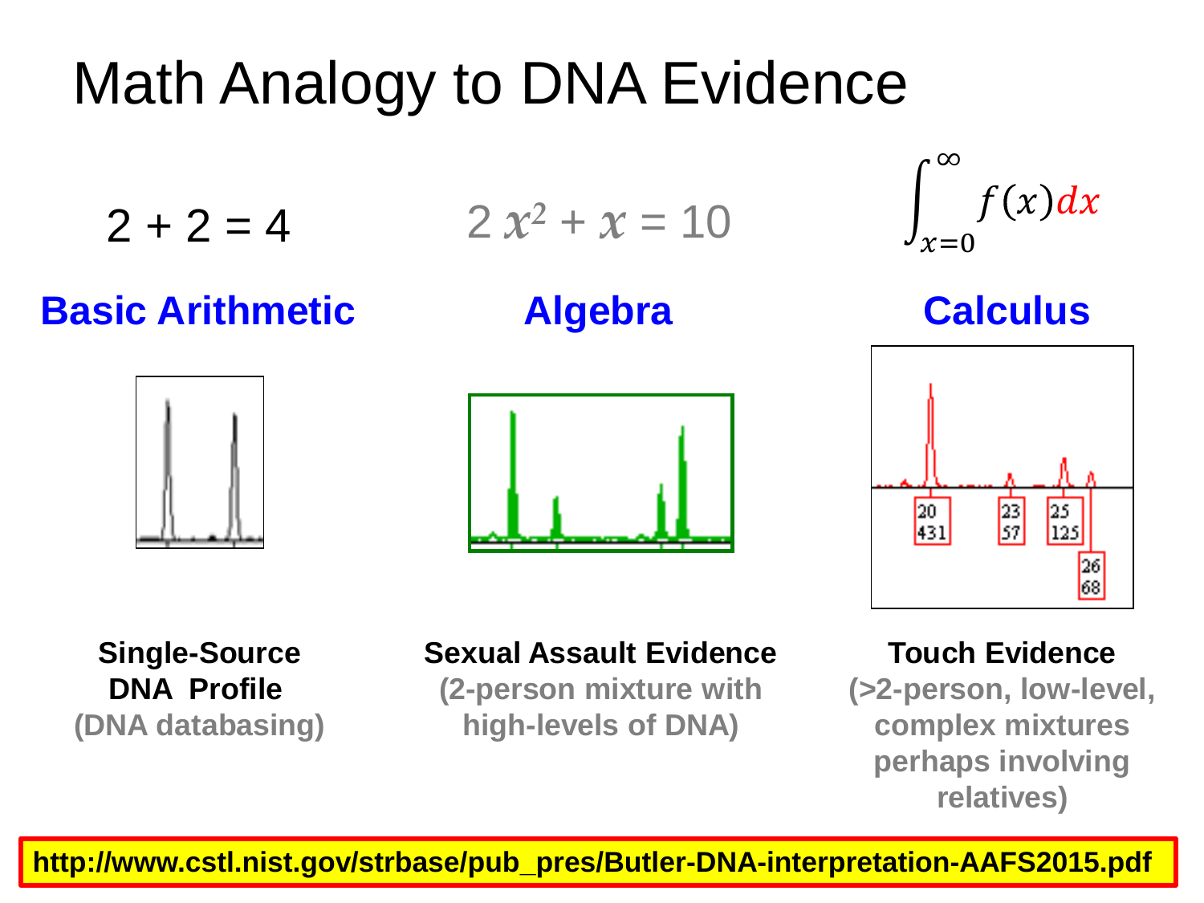# Math Analogy to DNA Evidence

| $2 + 2 = 4$ | $2x^2 + x = 10$ | $\int_{x=0}^{\infty} f(x)\,dx$ |
| --- | --- | --- |
| **Basic Arithmetic** | **Algebra** | **Calculus** |
| **Single-Source DNA Profile** (DNA databasing) | **Sexual Assault Evidence** (2-person mixture with high-levels of DNA) | **Touch Evidence** (>2-person, low-level, complex mixtures perhaps involving relatives) |

**http://www.cstl.nist.gov/strbase/pub_pres/Butler-DNA-interpretation-AAFS2015.pdf**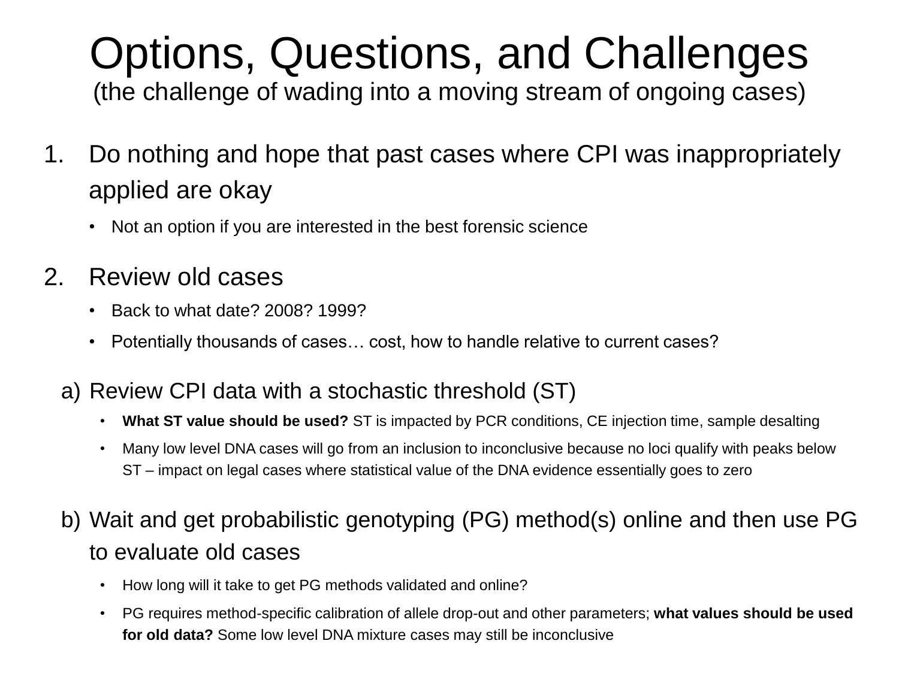# Options, Questions, and Challenges

(the challenge of wading into a moving stream of ongoing cases)

1. Do nothing and hope that past cases where CPI was inappropriately applied are okay
   - Not an option if you are interested in the best forensic science

2. Review old cases
   - Back to what date? 2008? 1999?
   - Potentially thousands of cases… cost, how to handle relative to current cases?

   a) Review CPI data with a stochastic threshold (ST)
      - **What ST value should be used?** ST is impacted by PCR conditions, CE injection time, sample desalting
      - Many low level DNA cases will go from an inclusion to inconclusive because no loci qualify with peaks below ST – impact on legal cases where statistical value of the DNA evidence essentially goes to zero

   b) Wait and get probabilistic genotyping (PG) method(s) online and then use PG to evaluate old cases
      - How long will it take to get PG methods validated and online?
      - PG requires method-specific calibration of allele drop-out and other parameters; **what values should be used for old data?** Some low level DNA mixture cases may still be inconclusive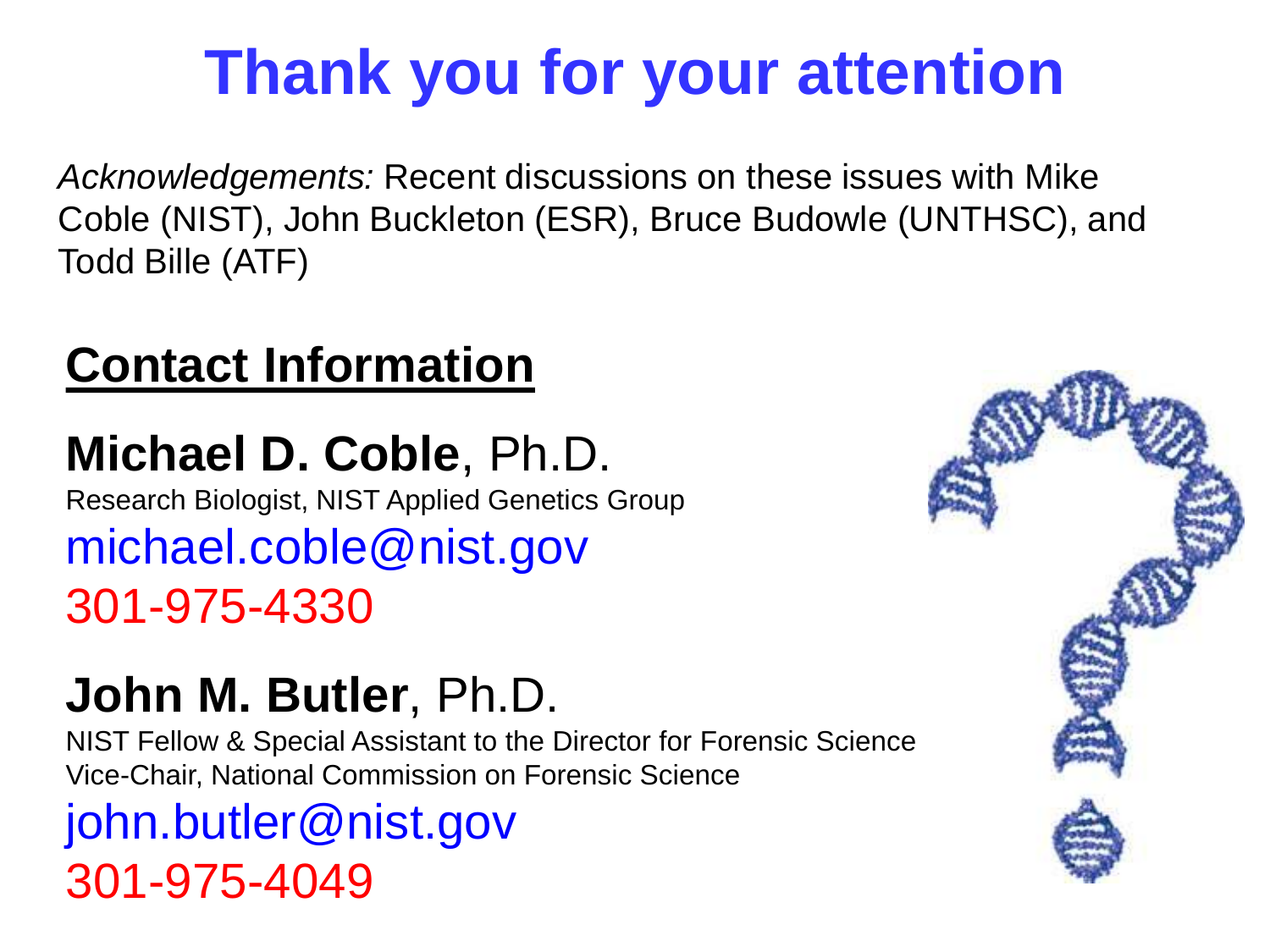# Thank you for your attention

*Acknowledgements:* Recent discussions on these issues with Mike Coble (NIST), John Buckleton (ESR), Bruce Budowle (UNTHSC), and Todd Bille (ATF)

## Contact Information

**Michael D. Coble**, Ph.D.

Research Biologist, NIST Applied Genetics Group

michael.coble@nist.gov

301-975-4330

**John M. Butler**, Ph.D.

NIST Fellow & Special Assistant to the Director for Forensic Science

Vice-Chair, National Commission on Forensic Science

john.butler@nist.gov

301-975-4049